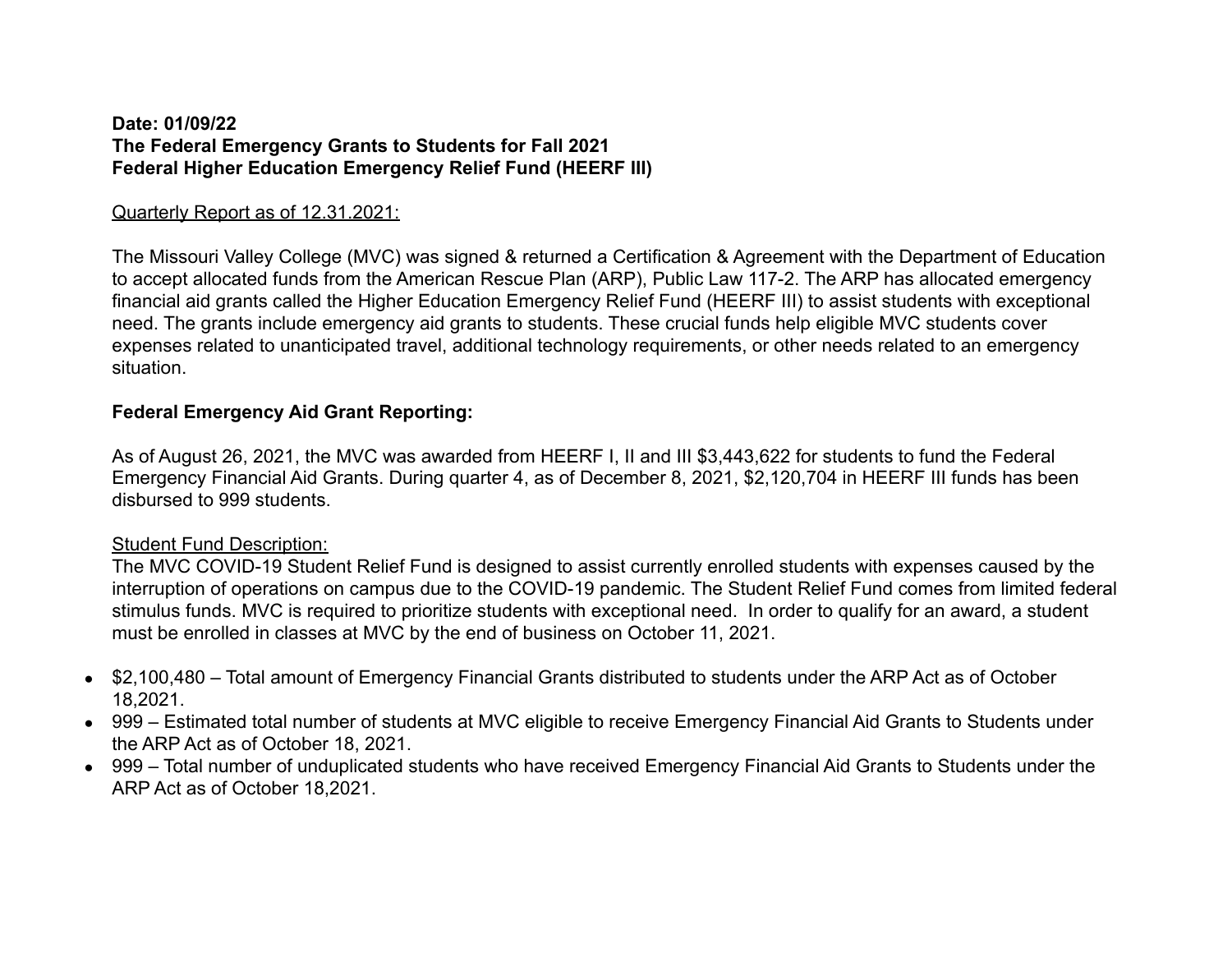**Date: 01/09/22**
**The Federal Emergency Grants to Students for Fall 2021**
**Federal Higher Education Emergency Relief Fund (HEERF III)**

Quarterly Report as of 12.31.2021:

The Missouri Valley College (MVC) was signed & returned a Certification & Agreement with the Department of Education to accept allocated funds from the American Rescue Plan (ARP), Public Law 117-2. The ARP has allocated emergency financial aid grants called the Higher Education Emergency Relief Fund (HEERF III) to assist students with exceptional need. The grants include emergency aid grants to students. These crucial funds help eligible MVC students cover expenses related to unanticipated travel, additional technology requirements, or other needs related to an emergency situation.

**Federal Emergency Aid Grant Reporting:**

As of August 26, 2021, the MVC was awarded from HEERF I, II and III $3,443,622 for students to fund the Federal Emergency Financial Aid Grants. During quarter 4, as of December 8, 2021, $2,120,704 in HEERF III funds has been disbursed to 999 students.

Student Fund Description:

The MVC COVID-19 Student Relief Fund is designed to assist currently enrolled students with expenses caused by the interruption of operations on campus due to the COVID-19 pandemic. The Student Relief Fund comes from limited federal stimulus funds. MVC is required to prioritize students with exceptional need. In order to qualify for an award, a student must be enrolled in classes at MVC by the end of business on October 11, 2021.

- $2,100,480 – Total amount of Emergency Financial Grants distributed to students under the ARP Act as of October 18,2021.
- 999 – Estimated total number of students at MVC eligible to receive Emergency Financial Aid Grants to Students under the ARP Act as of October 18, 2021.
- 999 – Total number of unduplicated students who have received Emergency Financial Aid Grants to Students under the ARP Act as of October 18,2021.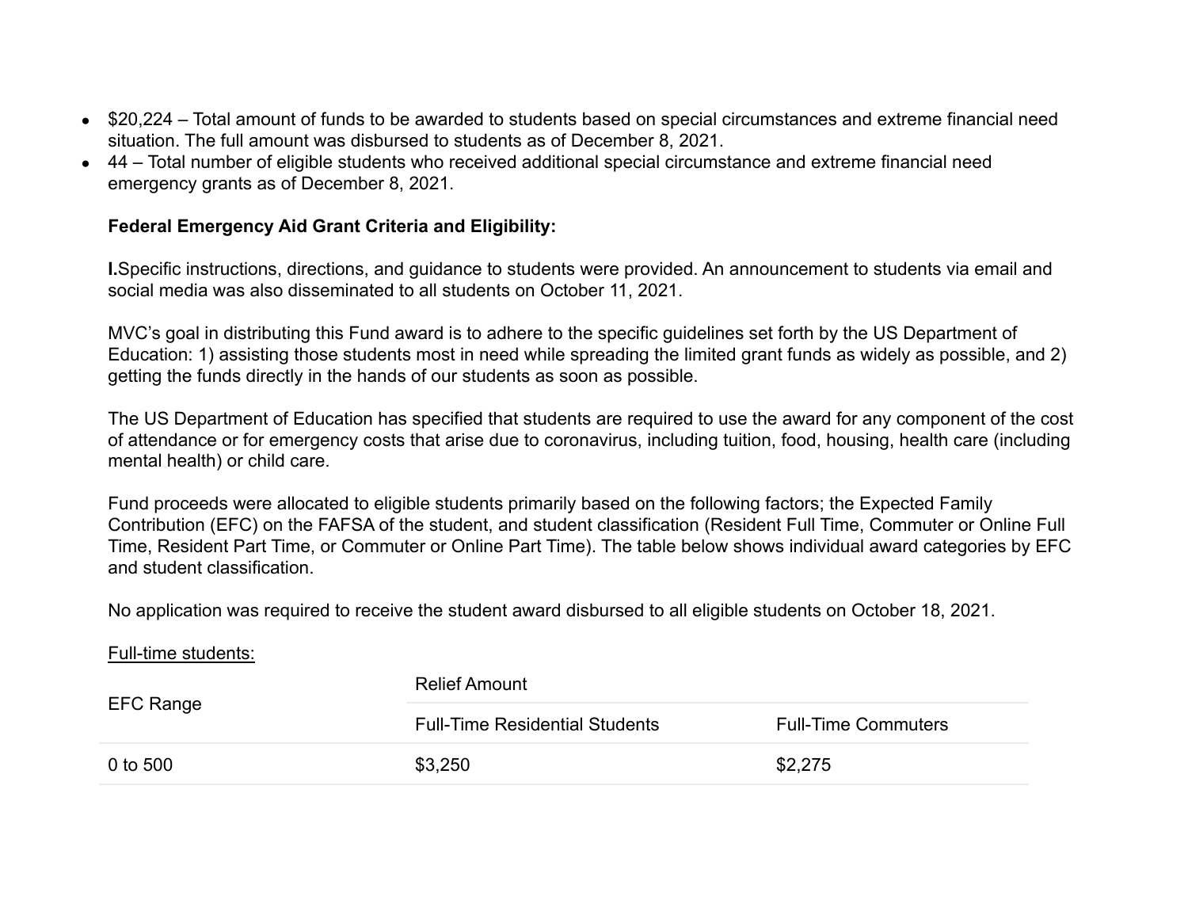- $20,224 – Total amount of funds to be awarded to students based on special circumstances and extreme financial need situation. The full amount was disbursed to students as of December 8, 2021.
- 44 – Total number of eligible students who received additional special circumstance and extreme financial need emergency grants as of December 8, 2021.

**Federal Emergency Aid Grant Criteria and Eligibility:**

**I.**Specific instructions, directions, and guidance to students were provided. An announcement to students via email and social media was also disseminated to all students on October 11, 2021.

MVC's goal in distributing this Fund award is to adhere to the specific guidelines set forth by the US Department of Education: 1) assisting those students most in need while spreading the limited grant funds as widely as possible, and 2) getting the funds directly in the hands of our students as soon as possible.

The US Department of Education has specified that students are required to use the award for any component of the cost of attendance or for emergency costs that arise due to coronavirus, including tuition, food, housing, health care (including mental health) or child care.

Fund proceeds were allocated to eligible students primarily based on the following factors; the Expected Family Contribution (EFC) on the FAFSA of the student, and student classification (Resident Full Time, Commuter or Online Full Time, Resident Part Time, or Commuter or Online Part Time). The table below shows individual award categories by EFC and student classification.

No application was required to receive the student award disbursed to all eligible students on October 18, 2021.

Full-time students:

| EFC Range | Relief Amount | |
|---|---|---|
| | Full-Time Residential Students | Full-Time Commuters |
| 0 to 500 | $3,250 | $2,275 |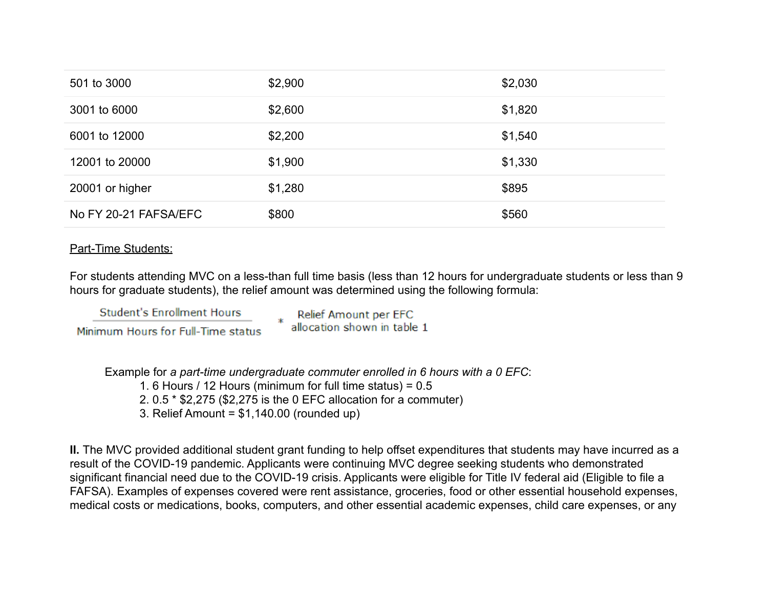| | | |
|---|---|---|
| 501 to 3000 | $2,900 | $2,030 |
| 3001 to 6000 | $2,600 | $1,820 |
| 6001 to 12000 | $2,200 | $1,540 |
| 12001 to 20000 | $1,900 | $1,330 |
| 20001 or higher | $1,280 | $895 |
| No FY 20-21 FAFSA/EFC | $800 | $560 |

<u>Part-Time Students:</u>

For students attending MVC on a less-than full time basis (less than 12 hours for undergraduate students or less than 9 hours for graduate students), the relief amount was determined using the following formula:

$$\frac{\text{Student's Enrollment Hours}}{\text{Minimum Hours for Full-Time status}} * \text{Relief Amount per EFC allocation shown in table 1}$$

Example for *a part-time undergraduate commuter enrolled in 6 hours with a 0 EFC*:

1. 6 Hours / 12 Hours (minimum for full time status) = 0.5
2. 0.5 * $2,275 ($2,275 is the 0 EFC allocation for a commuter)
3. Relief Amount = $1,140.00 (rounded up)

**II.** The MVC provided additional student grant funding to help offset expenditures that students may have incurred as a result of the COVID-19 pandemic. Applicants were continuing MVC degree seeking students who demonstrated significant financial need due to the COVID-19 crisis. Applicants were eligible for Title IV federal aid (Eligible to file a FAFSA). Examples of expenses covered were rent assistance, groceries, food or other essential household expenses, medical costs or medications, books, computers, and other essential academic expenses, child care expenses, or any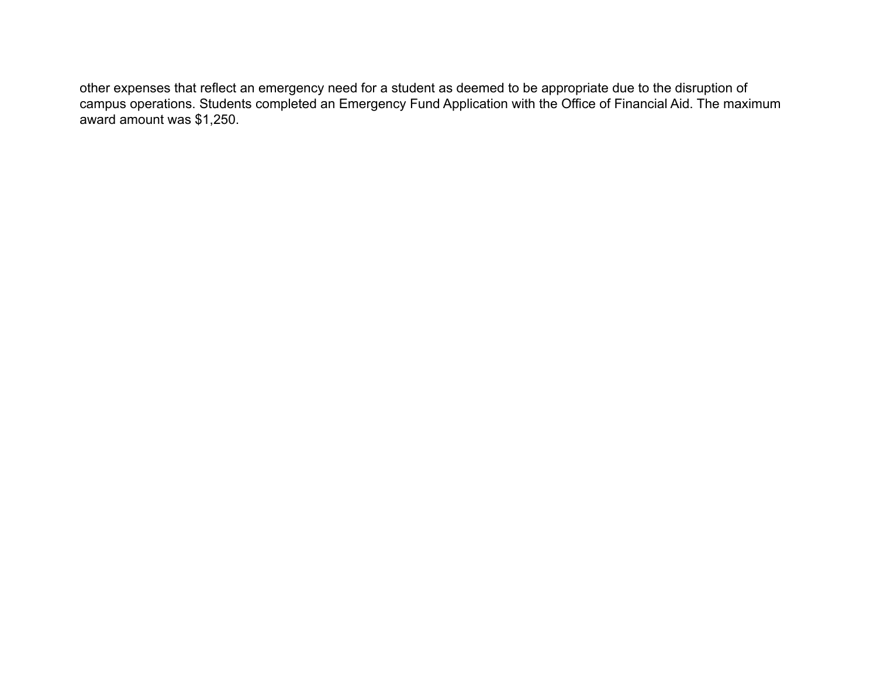other expenses that reflect an emergency need for a student as deemed to be appropriate due to the disruption of campus operations. Students completed an Emergency Fund Application with the Office of Financial Aid. The maximum award amount was $1,250.